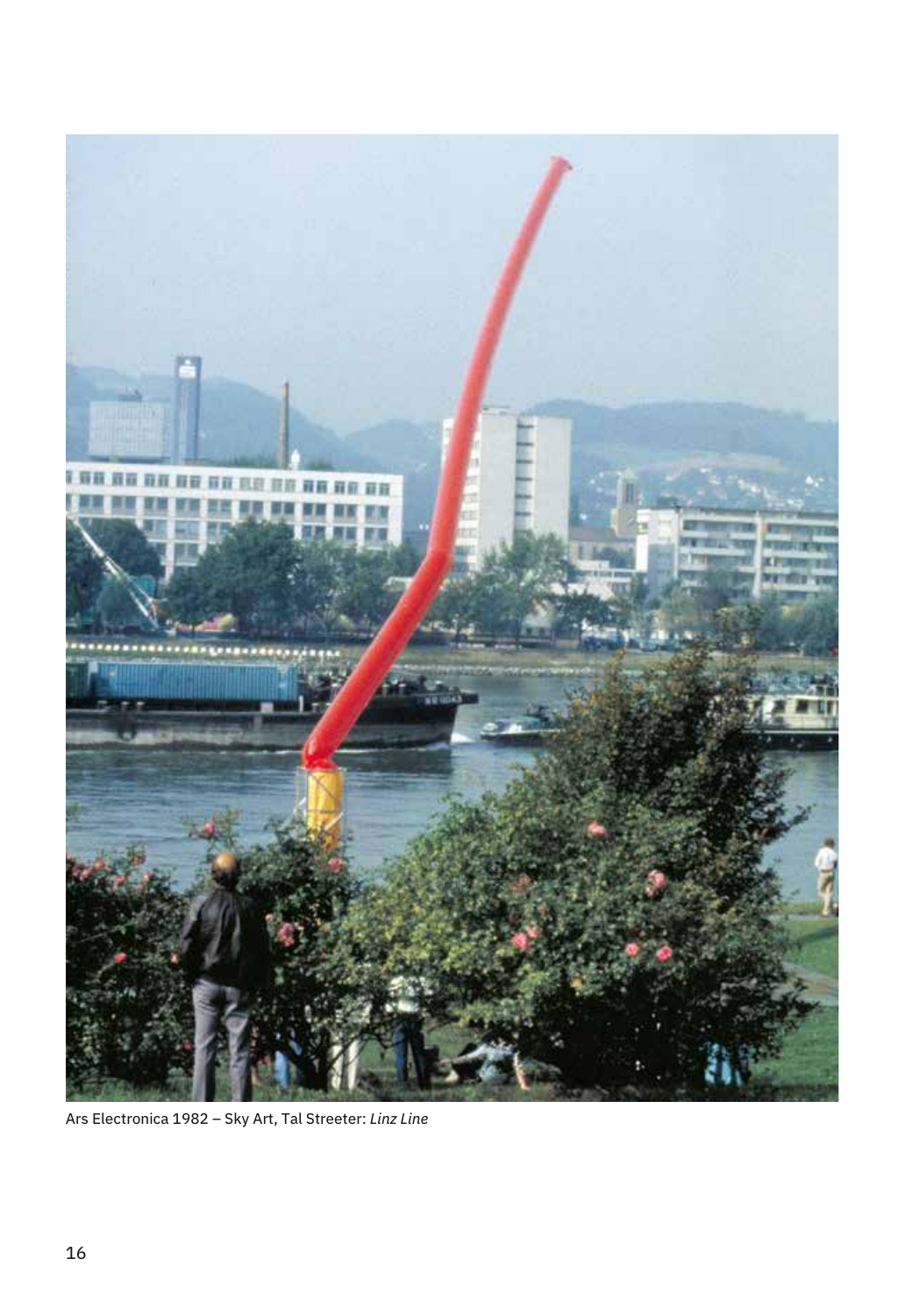Ars Electronica 1982 – Sky Art, Tal Streeter: *Linz Line*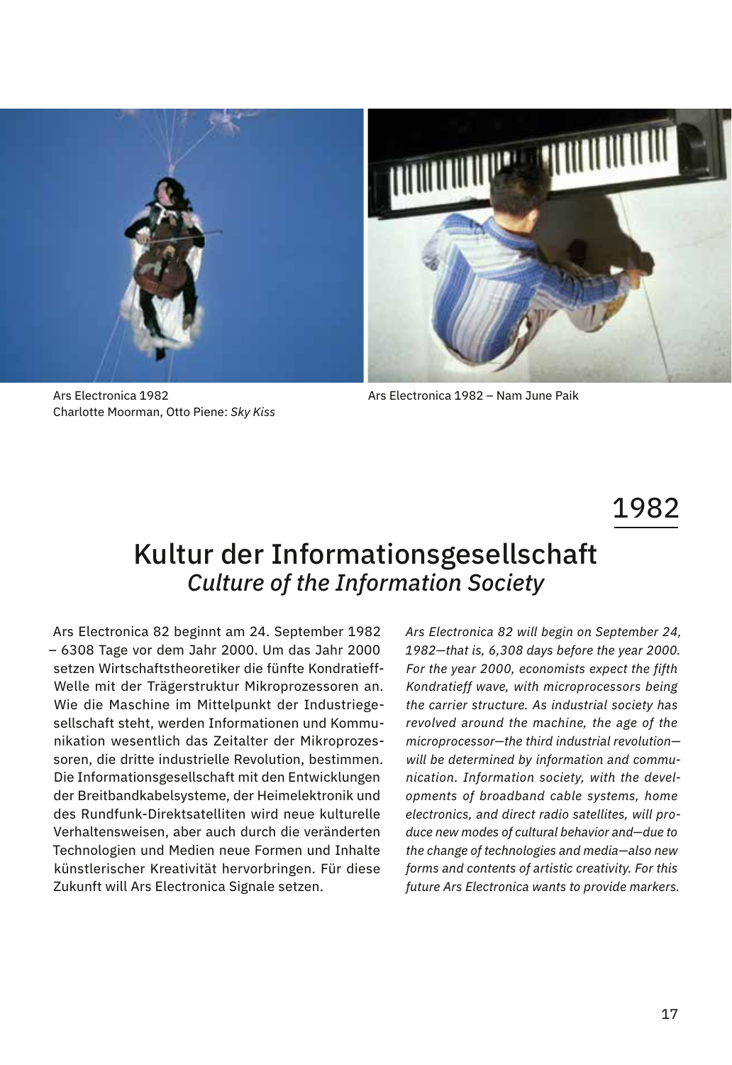Ars Electronica 1982
Charlotte Moorman, Otto Piene: *Sky Kiss*

Ars Electronica 1982 – Nam June Paik

1982

# Kultur der Informationsgesellschaft
## *Culture of the Information Society*

Ars Electronica 82 beginnt am 24. September 1982 – 6308 Tage vor dem Jahr 2000. Um das Jahr 2000 setzen Wirtschaftstheoretiker die fünfte Kondratieff-Welle mit der Trägerstruktur Mikroprozessoren an. Wie die Maschine im Mittelpunkt der Industriegesellschaft steht, werden Informationen und Kommunikation wesentlich das Zeitalter der Mikroprozessoren, die dritte industrielle Revolution, bestimmen. Die Informationsgesellschaft mit den Entwicklungen der Breitbandkabelsysteme, der Heimelektronik und des Rundfunk-Direktsatelliten wird neue kulturelle Verhaltensweisen, aber auch durch die veränderten Technologien und Medien neue Formen und Inhalte künstlerischer Kreativität hervorbringen. Für diese Zukunft will Ars Electronica Signale setzen.

*Ars Electronica 82 will begin on September 24, 1982—that is, 6,308 days before the year 2000. For the year 2000, economists expect the fifth Kondratieff wave, with microprocessors being the carrier structure. As industrial society has revolved around the machine, the age of the microprocessor—the third industrial revolution—will be determined by information and communication. Information society, with the developments of broadband cable systems, home electronics, and direct radio satellites, will produce new modes of cultural behavior and—due to the change of technologies and media—also new forms and contents of artistic creativity. For this future Ars Electronica wants to provide markers.*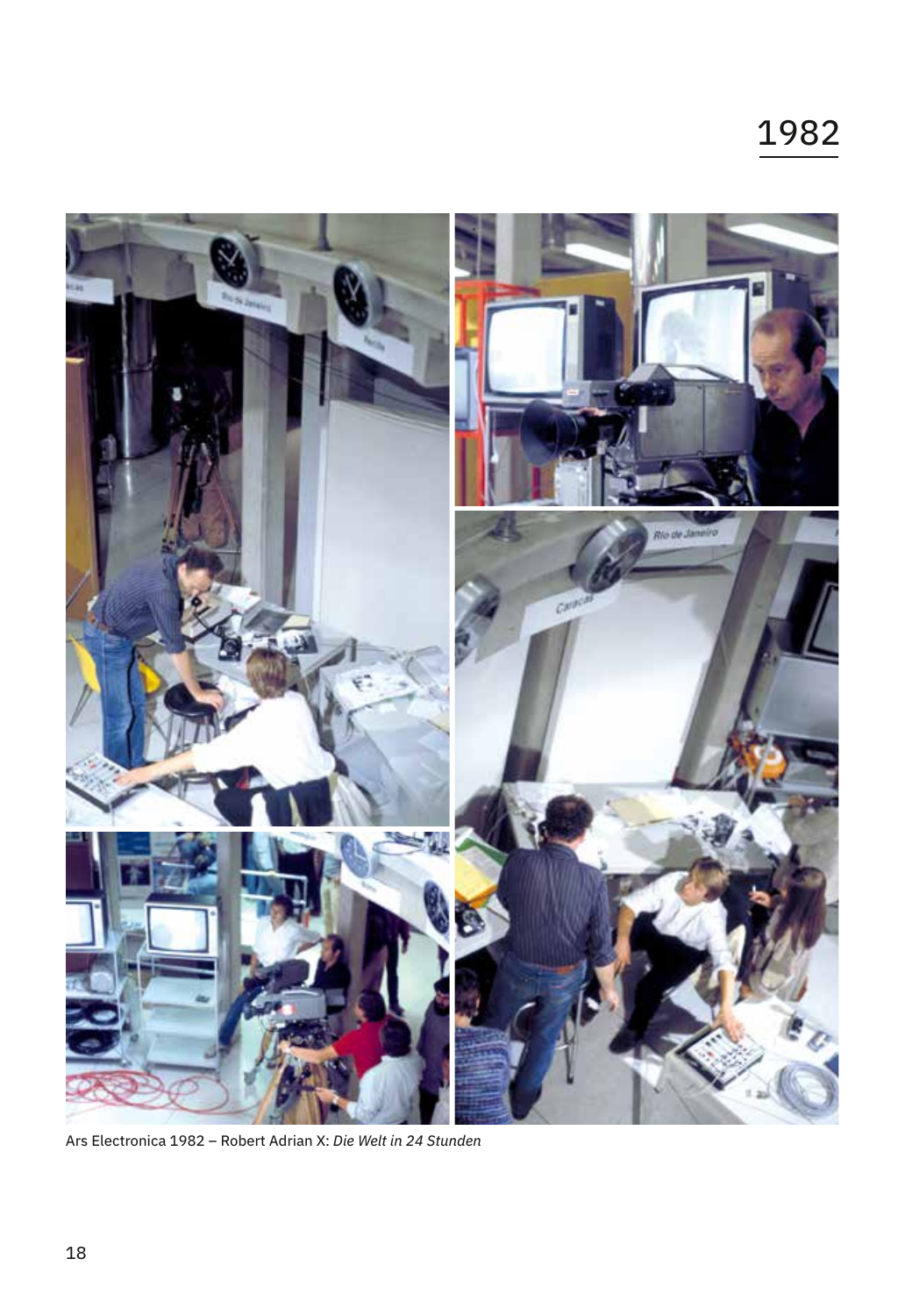# 1982

Ars Electronica 1982 – Robert Adrian X: *Die Welt in 24 Stunden*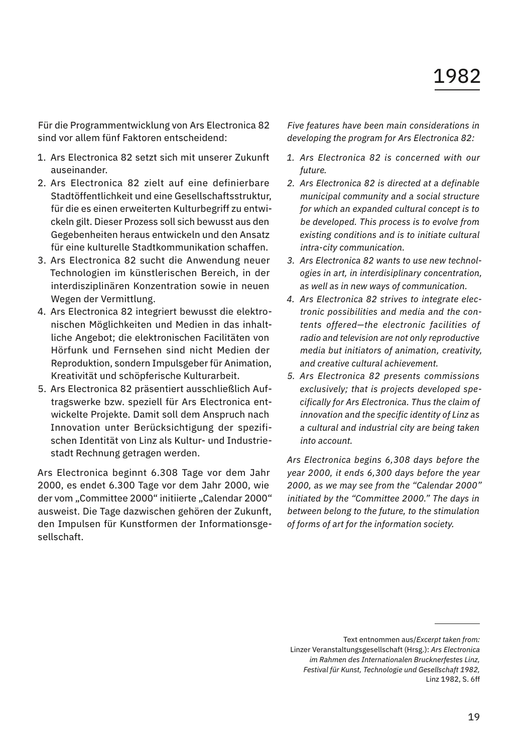# 1982

Für die Programmentwicklung von Ars Electronica 82 sind vor allem fünf Faktoren entscheidend:

1. Ars Electronica 82 setzt sich mit unserer Zukunft auseinander.
2. Ars Electronica 82 zielt auf eine definierbare Stadtöffentlichkeit und eine Gesellschaftsstruktur, für die es einen erweiterten Kulturbegriff zu entwickeln gilt. Dieser Prozess soll sich bewusst aus den Gegebenheiten heraus entwickeln und den Ansatz für eine kulturelle Stadtkommunikation schaffen.
3. Ars Electronica 82 sucht die Anwendung neuer Technologien im künstlerischen Bereich, in der interdisziplinären Konzentration sowie in neuen Wegen der Vermittlung.
4. Ars Electronica 82 integriert bewusst die elektronischen Möglichkeiten und Medien in das inhaltliche Angebot; die elektronischen Facilitäten von Hörfunk und Fernsehen sind nicht Medien der Reproduktion, sondern Impulsgeber für Animation, Kreativität und schöpferische Kulturarbeit.
5. Ars Electronica 82 präsentiert ausschließlich Auftragswerke bzw. speziell für Ars Electronica entwickelte Projekte. Damit soll dem Anspruch nach Innovation unter Berücksichtigung der spezifischen Identität von Linz als Kultur- und Industriestadt Rechnung getragen werden.

Ars Electronica beginnt 6.308 Tage vor dem Jahr 2000, es endet 6.300 Tage vor dem Jahr 2000, wie der vom „Committee 2000“ initiierte „Calendar 2000“ ausweist. Die Tage dazwischen gehören der Zukunft, den Impulsen für Kunstformen der Informationsgesellschaft.

*Five features have been main considerations in developing the program for Ars Electronica 82:*

1. *Ars Electronica 82 is concerned with our future.*
2. *Ars Electronica 82 is directed at a definable municipal community and a social structure for which an expanded cultural concept is to be developed. This process is to evolve from existing conditions and is to initiate cultural intra-city communication.*
3. *Ars Electronica 82 wants to use new technologies in art, in interdisiplinary concentration, as well as in new ways of communication.*
4. *Ars Electronica 82 strives to integrate electronic possibilities and media and the contents offered—the electronic facilities of radio and television are not only reproductive media but initiators of animation, creativity, and creative cultural achievement.*
5. *Ars Electronica 82 presents commissions exclusively; that is projects developed specifically for Ars Electronica. Thus the claim of innovation and the specific identity of Linz as a cultural and industrial city are being taken into account.*

*Ars Electronica begins 6,308 days before the year 2000, it ends 6,300 days before the year 2000, as we may see from the "Calendar 2000" initiated by the "Committee 2000." The days in between belong to the future, to the stimulation of forms of art for the information society.*

Text entnommen aus/*Excerpt taken from:*
Linzer Veranstaltungsgesellschaft (Hrsg.): *Ars Electronica im Rahmen des Internationalen Brucknerfestes Linz, Festival für Kunst, Technologie und Gesellschaft 1982,* Linz 1982, S. 6ff